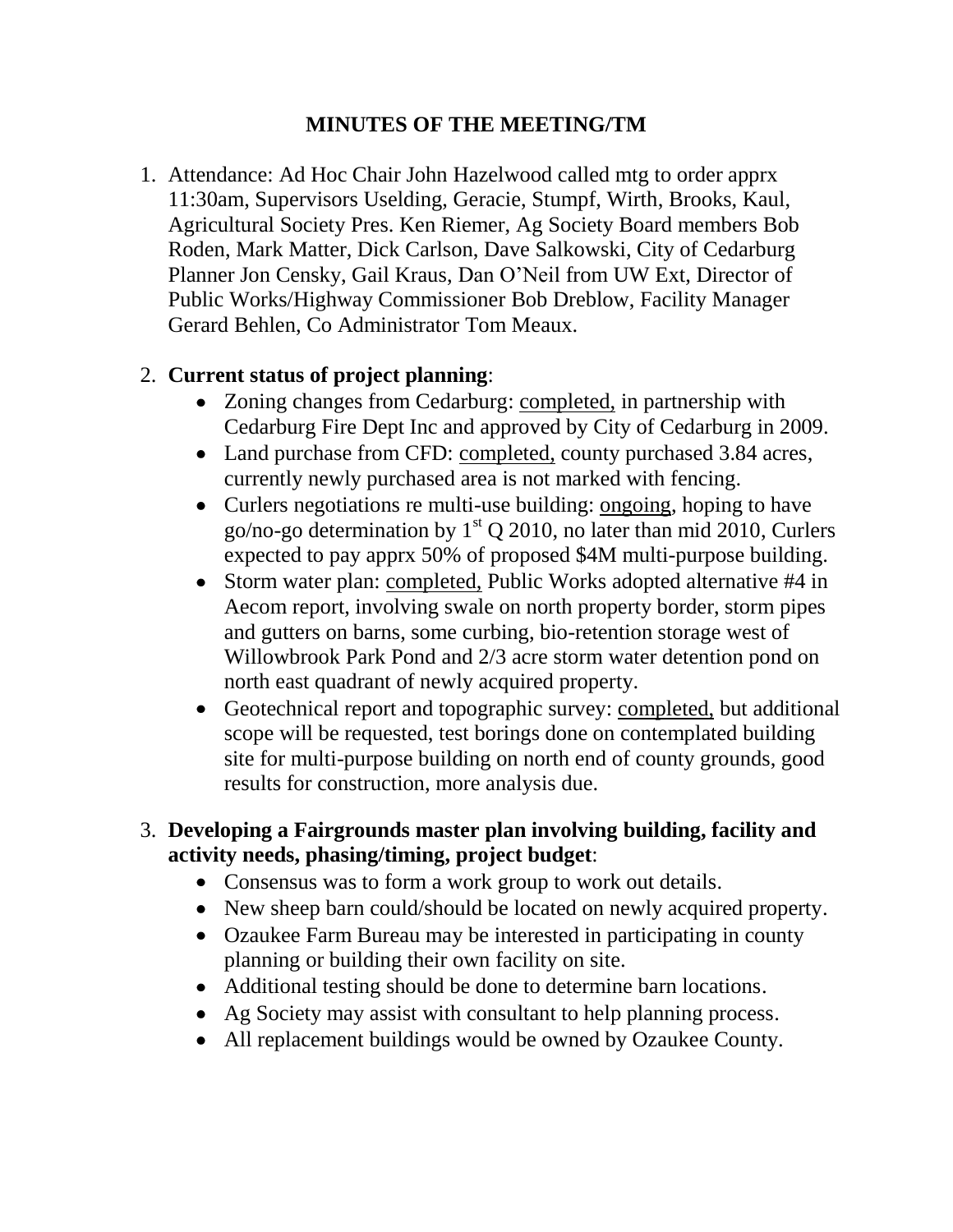## MINUTES OF THE MEETING/TM

1. Attendance: Ad Hoc Chair John Hazelwood called mtg to order apprx 11:30am, Supervisors Uselding, Geracie, Stumpf, Wirth, Brooks, Kaul, Agricultural Society Pres. Ken Riemer, Ag Society Board members Bob Roden, Mark Matter, Dick Carlson, Dave Salkowski, City of Cedarburg Planner Jon Censky, Gail Kraus, Dan O'Neil from UW Ext, Director of Public Works/Highway Commissioner Bob Dreblow, Facility Manager Gerard Behlen, Co Administrator Tom Meaux.

2. **Current status of project planning**:
   - Zoning changes from Cedarburg: <u>completed,</u> in partnership with Cedarburg Fire Dept Inc and approved by City of Cedarburg in 2009.
   - Land purchase from CFD: <u>completed,</u> county purchased 3.84 acres, currently newly purchased area is not marked with fencing.
   - Curlers negotiations re multi-use building: <u>ongoing</u>, hoping to have go/no-go determination by 1st Q 2010, no later than mid 2010, Curlers expected to pay apprx 50% of proposed $4M multi-purpose building.
   - Storm water plan: <u>completed,</u> Public Works adopted alternative #4 in Aecom report, involving swale on north property border, storm pipes and gutters on barns, some curbing, bio-retention storage west of Willowbrook Park Pond and 2/3 acre storm water detention pond on north east quadrant of newly acquired property.
   - Geotechnical report and topographic survey: <u>completed,</u> but additional scope will be requested, test borings done on contemplated building site for multi-purpose building on north end of county grounds, good results for construction, more analysis due.

3. **Developing a Fairgrounds master plan involving building, facility and activity needs, phasing/timing, project budget**:
   - Consensus was to form a work group to work out details.
   - New sheep barn could/should be located on newly acquired property.
   - Ozaukee Farm Bureau may be interested in participating in county planning or building their own facility on site.
   - Additional testing should be done to determine barn locations.
   - Ag Society may assist with consultant to help planning process.
   - All replacement buildings would be owned by Ozaukee County.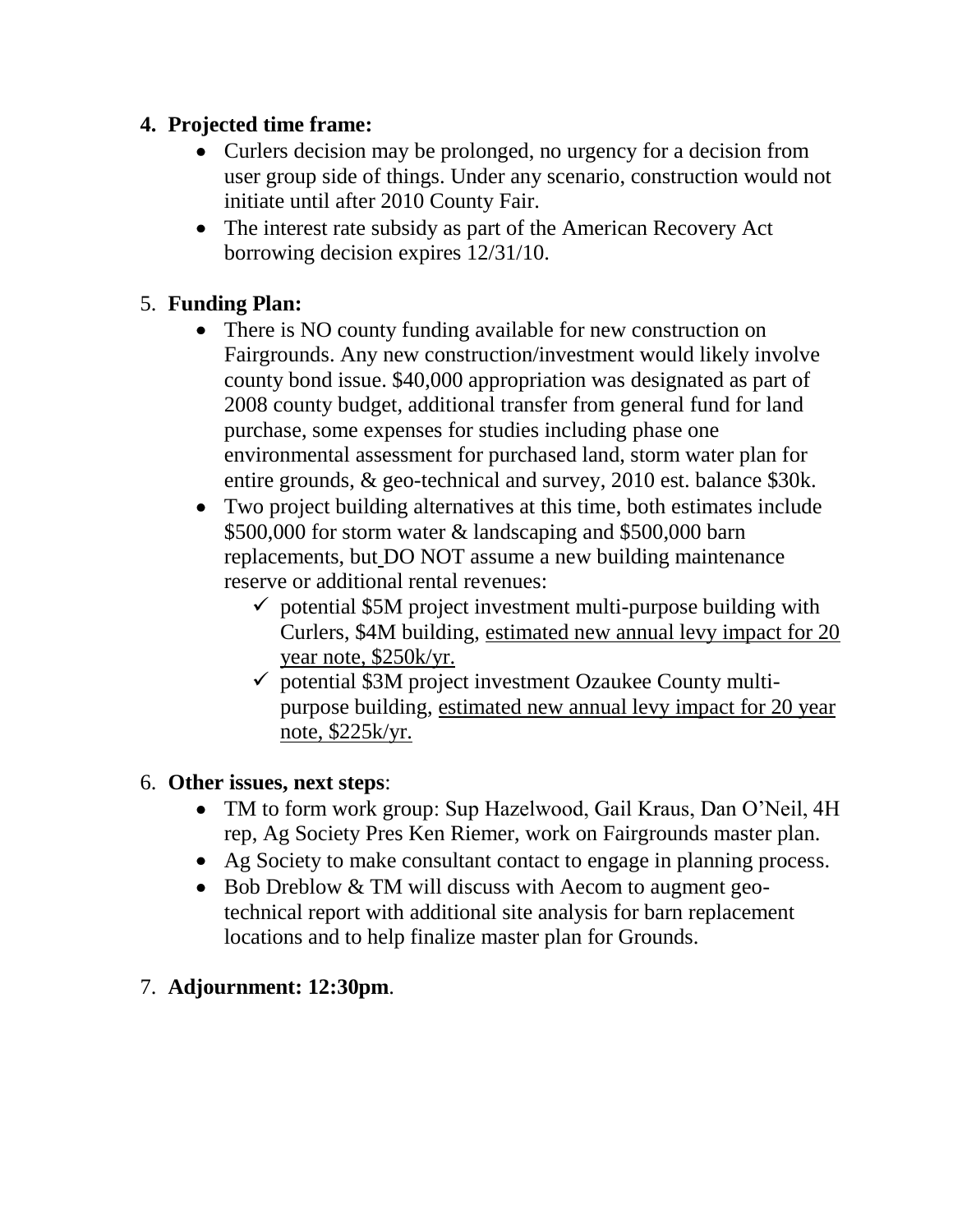4. **Projected time frame:**
   - Curlers decision may be prolonged, no urgency for a decision from user group side of things. Under any scenario, construction would not initiate until after 2010 County Fair.
   - The interest rate subsidy as part of the American Recovery Act borrowing decision expires 12/31/10.

5. **Funding Plan:**
   - There is NO county funding available for new construction on Fairgrounds. Any new construction/investment would likely involve county bond issue. $40,000 appropriation was designated as part of 2008 county budget, additional transfer from general fund for land purchase, some expenses for studies including phase one environmental assessment for purchased land, storm water plan for entire grounds, & geo-technical and survey, 2010 est. balance $30k.
   - Two project building alternatives at this time, both estimates include $500,000 for storm water & landscaping and $500,000 barn replacements, but DO NOT assume a new building maintenance reserve or additional rental revenues:
     - ✓ potential $5M project investment multi-purpose building with Curlers, $4M building, <u>estimated new annual levy impact for 20 year note, $250k/yr.</u>
     - ✓ potential $3M project investment Ozaukee County multi-purpose building, <u>estimated new annual levy impact for 20 year note, $225k/yr.</u>

6. **Other issues, next steps**:
   - TM to form work group: Sup Hazelwood, Gail Kraus, Dan O'Neil, 4H rep, Ag Society Pres Ken Riemer, work on Fairgrounds master plan.
   - Ag Society to make consultant contact to engage in planning process.
   - Bob Dreblow & TM will discuss with Aecom to augment geo-technical report with additional site analysis for barn replacement locations and to help finalize master plan for Grounds.

7. **Adjournment: 12:30pm**.